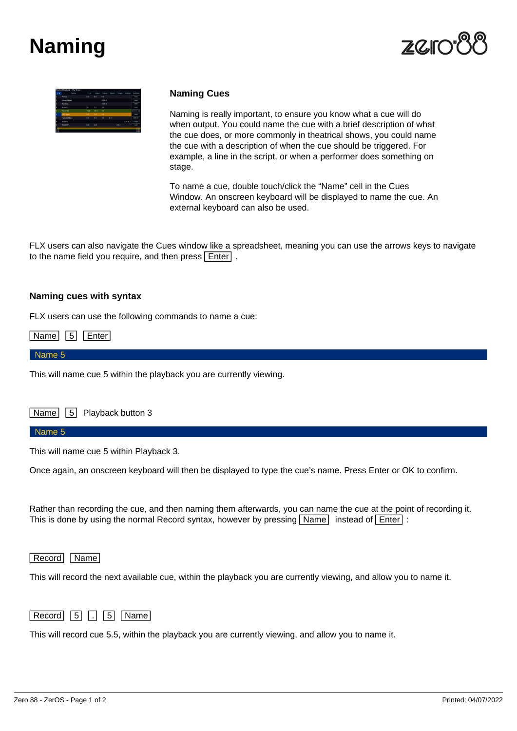# Naming

### Naming Cues

Naming is really important, to ensure you know what a cue will do when output. You could name the cue with a brief description of what the cue does, or more commonly in theatrical shows, you could name the cue with a description of when the cue should be triggered. For example, a line in the script, or when a performer does something on stage.

To name a cue, double touch/click the "Name" cell in the Cues Window. An onscreen keyboard will be displayed to name the cue. An external keyboard can also be used.

FLX users can also navigate the Cues window like a spreadsheet, meaning you can use the arrows keys to navigate to the name field you require, and then press [Enter] .

### Naming cues with syntax

FLX users can use the following commands to name a cue:

[Name] [5] [Enter]

Name 5

This will name cue 5 within the playback you are currently viewing.

[Name] [5] Playback button 3

Name 5

This will name cue 5 within Playback 3.

Once again, an onscreen keyboard will then be displayed to type the cue's name. Press Enter or OK to confirm.

Rather than recording the cue, and then naming them afterwards, you can name the cue at the point of recording it. This is done by using the normal Record syntax, however by pressing [Name] instead of [Enter] :

[Record] [Name]

This will record the next available cue, within the playback you are currently viewing, and allow you to name it.

[Record] [5] [.] [5] [Name]

This will record cue 5.5, within the playback you are currently viewing, and allow you to name it.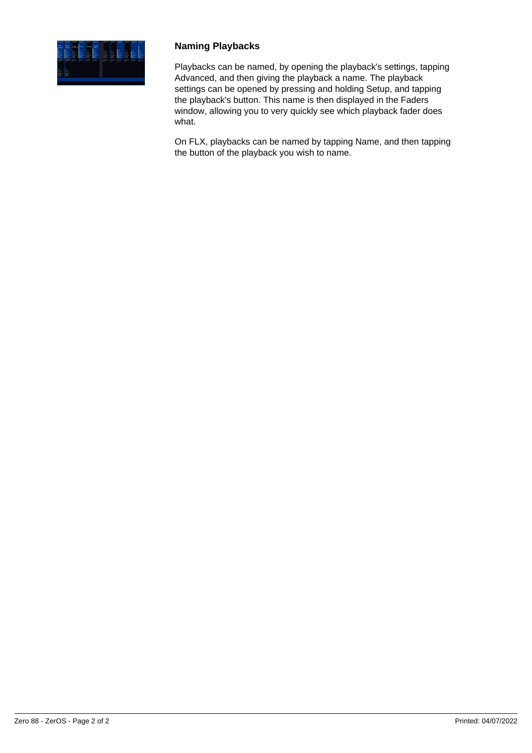### Naming Playbacks

Playbacks can be named, by opening the playback's settings, tapping Advanced, and then giving the playback a name. The playback settings can be opened by pressing and holding Setup, and tapping the playback's button. This name is then displayed in the Faders window, allowing you to very quickly see which playback fader does what.

On FLX, playbacks can be named by tapping Name, and then tapping the button of the playback you wish to name.